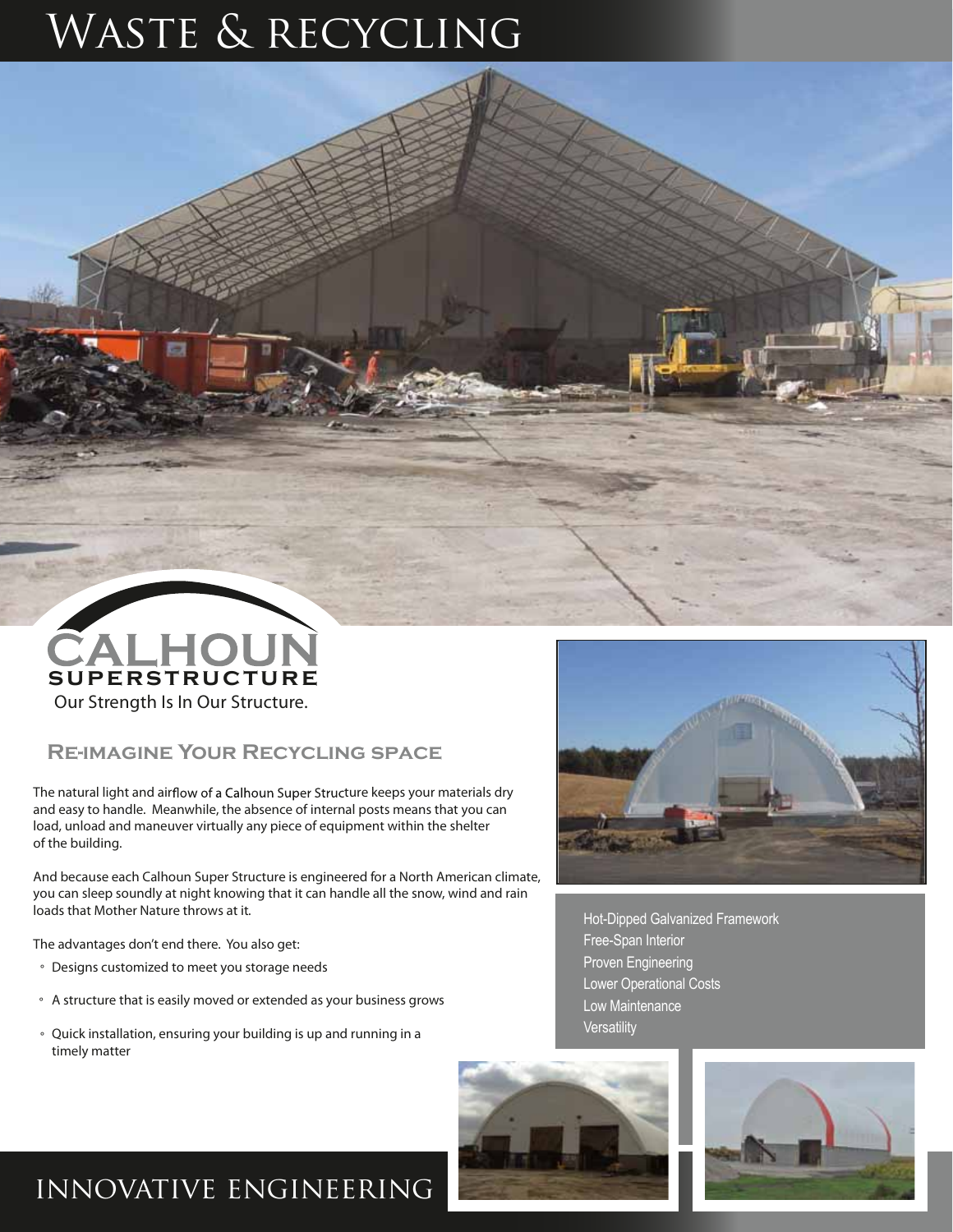# Waste & recycling

CALHOUN SUPERSTRUCTURE

Our Strength Is In Our Structure.

## Re-imagine Your Recycling space

The natural light and airflow of a Calhoun Super Structure keeps your materials dry and easy to handle. Meanwhile, the absence of internal posts means that you can load, unload and maneuver virtually any piece of equipment within the shelter of the building.

And because each Calhoun Super Structure is engineered for a North American climate, you can sleep soundly at night knowing that it can handle all the snow, wind and rain loads that Mother Nature throws at it.

The advantages don't end there. You also get:

- Designs customized to meet you storage needs
- A structure that is easily moved or extended as your business grows
- Quick installation, ensuring your building is up and running in a timely matter

Hot-Dipped Galvanized Framework
Free-Span Interior
Proven Engineering
Lower Operational Costs
Low Maintenance
Versatility

## innovative engineering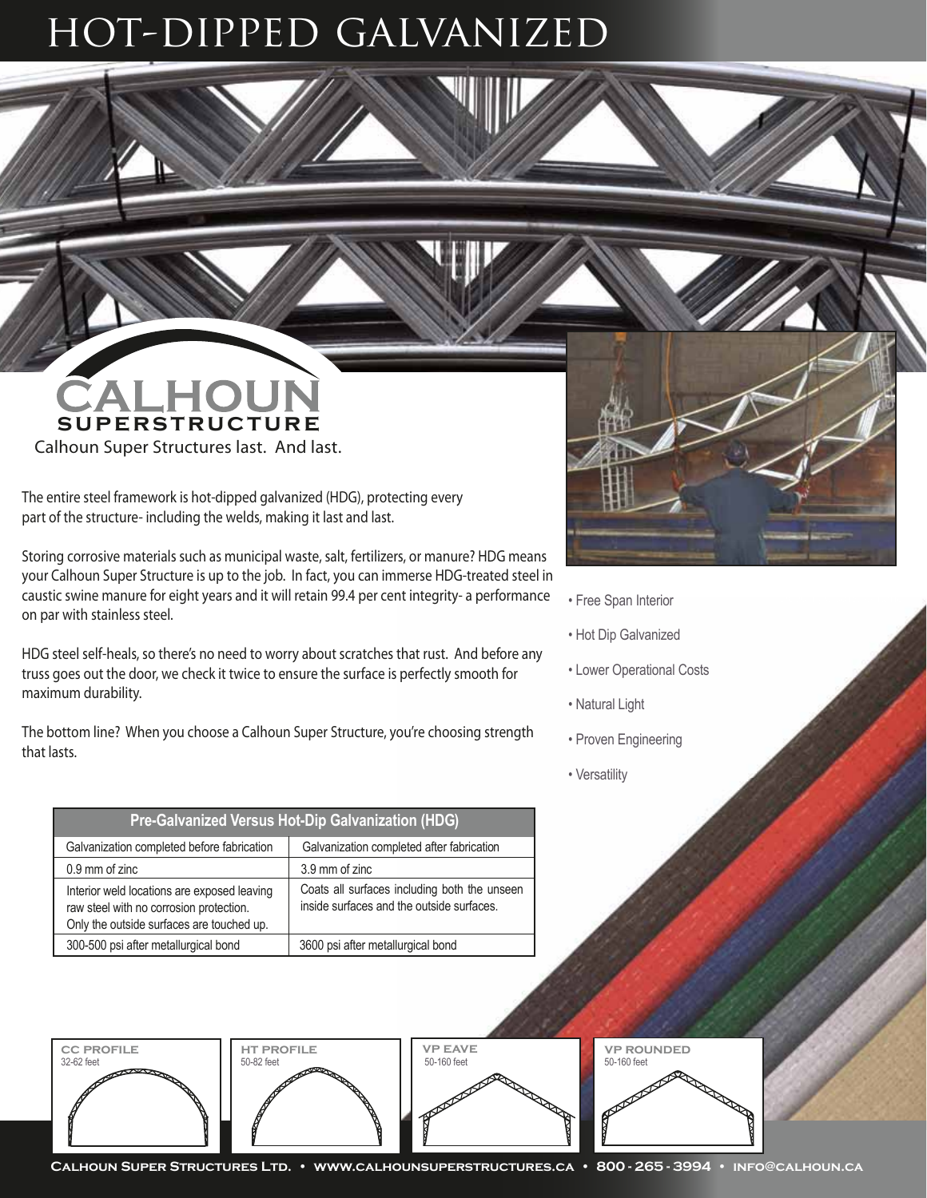# HOT-DIPPED GALVANIZED

CALHOUN
SUPERSTRUCTURE

Calhoun Super Structures last. And last.

The entire steel framework is hot-dipped galvanized (HDG), protecting every part of the structure- including the welds, making it last and last.

Storing corrosive materials such as municipal waste, salt, fertilizers, or manure? HDG means your Calhoun Super Structure is up to the job. In fact, you can immerse HDG-treated steel in caustic swine manure for eight years and it will retain 99.4 per cent integrity- a performance on par with stainless steel.

HDG steel self-heals, so there's no need to worry about scratches that rust. And before any truss goes out the door, we check it twice to ensure the surface is perfectly smooth for maximum durability.

The bottom line? When you choose a Calhoun Super Structure, you're choosing strength that lasts.

- Free Span Interior
- Hot Dip Galvanized
- Lower Operational Costs
- Natural Light
- Proven Engineering
- Versatility

| Pre-Galvanized Versus Hot-Dip Galvanization (HDG) | |
|---|---|
| Galvanization completed before fabrication | Galvanization completed after fabrication |
| 0.9 mm of zinc | 3.9 mm of zinc |
| Interior weld locations are exposed leaving raw steel with no corrosion protection. Only the outside surfaces are touched up. | Coats all surfaces including both the unseen inside surfaces and the outside surfaces. |
| 300-500 psi after metallurgical bond | 3600 psi after metallurgical bond |

CC PROFILE
32-62 feet

HT PROFILE
50-82 feet

VP EAVE
50-160 feet

VP ROUNDED
50-160 feet

Calhoun Super Structures Ltd. • www.calhounsuperstructures.ca • 800 - 265 - 3994 • info@calhoun.ca